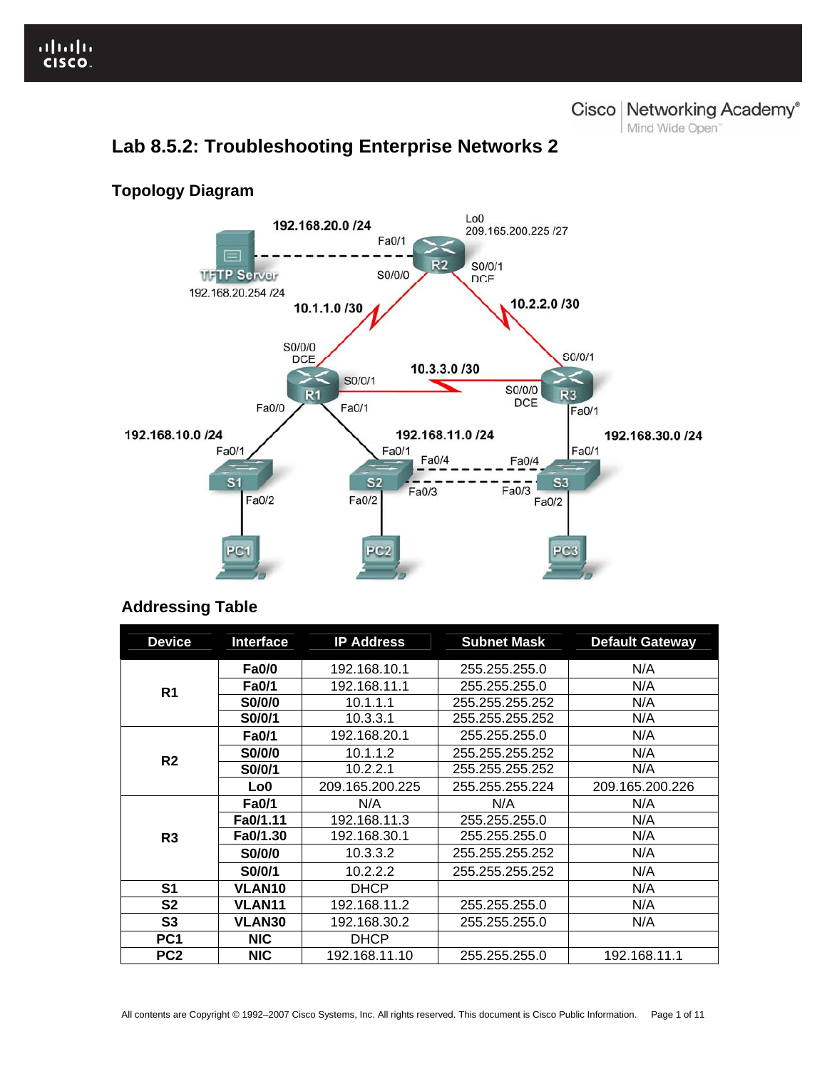# Lab 8.5.2: Troubleshooting Enterprise Networks 2

## Topology Diagram

## Addressing Table

| Device | Interface | IP Address | Subnet Mask | Default Gateway |
|---|---|---|---|---|
| R1 | Fa0/0 | 192.168.10.1 | 255.255.255.0 | N/A |
| | Fa0/1 | 192.168.11.1 | 255.255.255.0 | N/A |
| | S0/0/0 | 10.1.1.1 | 255.255.255.252 | N/A |
| | S0/0/1 | 10.3.3.1 | 255.255.255.252 | N/A |
| R2 | Fa0/1 | 192.168.20.1 | 255.255.255.0 | N/A |
| | S0/0/0 | 10.1.1.2 | 255.255.255.252 | N/A |
| | S0/0/1 | 10.2.2.1 | 255.255.255.252 | N/A |
| | Lo0 | 209.165.200.225 | 255.255.255.224 | 209.165.200.226 |
| R3 | Fa0/1 | N/A | N/A | N/A |
| | Fa0/1.11 | 192.168.11.3 | 255.255.255.0 | N/A |
| | Fa0/1.30 | 192.168.30.1 | 255.255.255.0 | N/A |
| | S0/0/0 | 10.3.3.2 | 255.255.255.252 | N/A |
| | S0/0/1 | 10.2.2.2 | 255.255.255.252 | N/A |
| S1 | VLAN10 | DHCP | | N/A |
| S2 | VLAN11 | 192.168.11.2 | 255.255.255.0 | N/A |
| S3 | VLAN30 | 192.168.30.2 | 255.255.255.0 | N/A |
| PC1 | NIC | DHCP | | |
| PC2 | NIC | 192.168.11.10 | 255.255.255.0 | 192.168.11.1 |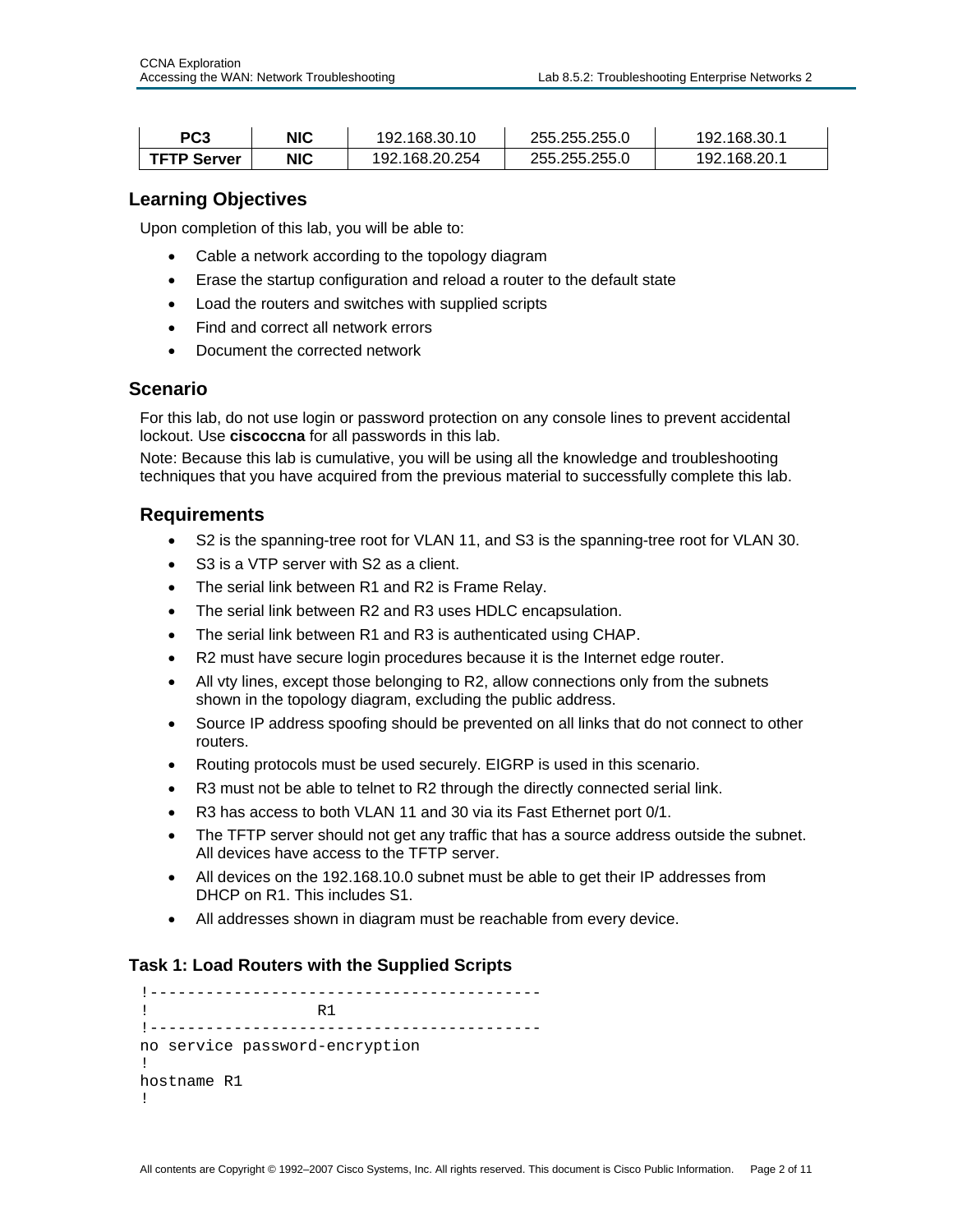| PC3 | NIC | 192.168.30.10 | 255.255.255.0 | 192.168.30.1 |
|---|---|---|---|---|
| TFTP Server | NIC | 192.168.20.254 | 255.255.255.0 | 192.168.20.1 |

## Learning Objectives

Upon completion of this lab, you will be able to:

- Cable a network according to the topology diagram
- Erase the startup configuration and reload a router to the default state
- Load the routers and switches with supplied scripts
- Find and correct all network errors
- Document the corrected network

## Scenario

For this lab, do not use login or password protection on any console lines to prevent accidental lockout. Use **ciscoccna** for all passwords in this lab.

Note: Because this lab is cumulative, you will be using all the knowledge and troubleshooting techniques that you have acquired from the previous material to successfully complete this lab.

## Requirements

- S2 is the spanning-tree root for VLAN 11, and S3 is the spanning-tree root for VLAN 30.
- S3 is a VTP server with S2 as a client.
- The serial link between R1 and R2 is Frame Relay.
- The serial link between R2 and R3 uses HDLC encapsulation.
- The serial link between R1 and R3 is authenticated using CHAP.
- R2 must have secure login procedures because it is the Internet edge router.
- All vty lines, except those belonging to R2, allow connections only from the subnets shown in the topology diagram, excluding the public address.
- Source IP address spoofing should be prevented on all links that do not connect to other routers.
- Routing protocols must be used securely. EIGRP is used in this scenario.
- R3 must not be able to telnet to R2 through the directly connected serial link.
- R3 has access to both VLAN 11 and 30 via its Fast Ethernet port 0/1.
- The TFTP server should not get any traffic that has a source address outside the subnet. All devices have access to the TFTP server.
- All devices on the 192.168.10.0 subnet must be able to get their IP addresses from DHCP on R1. This includes S1.
- All addresses shown in diagram must be reachable from every device.

### Task 1: Load Routers with the Supplied Scripts

```
!-----------------------------------------
!                 R1
!-----------------------------------------
no service password-encryption
!
hostname R1
!
```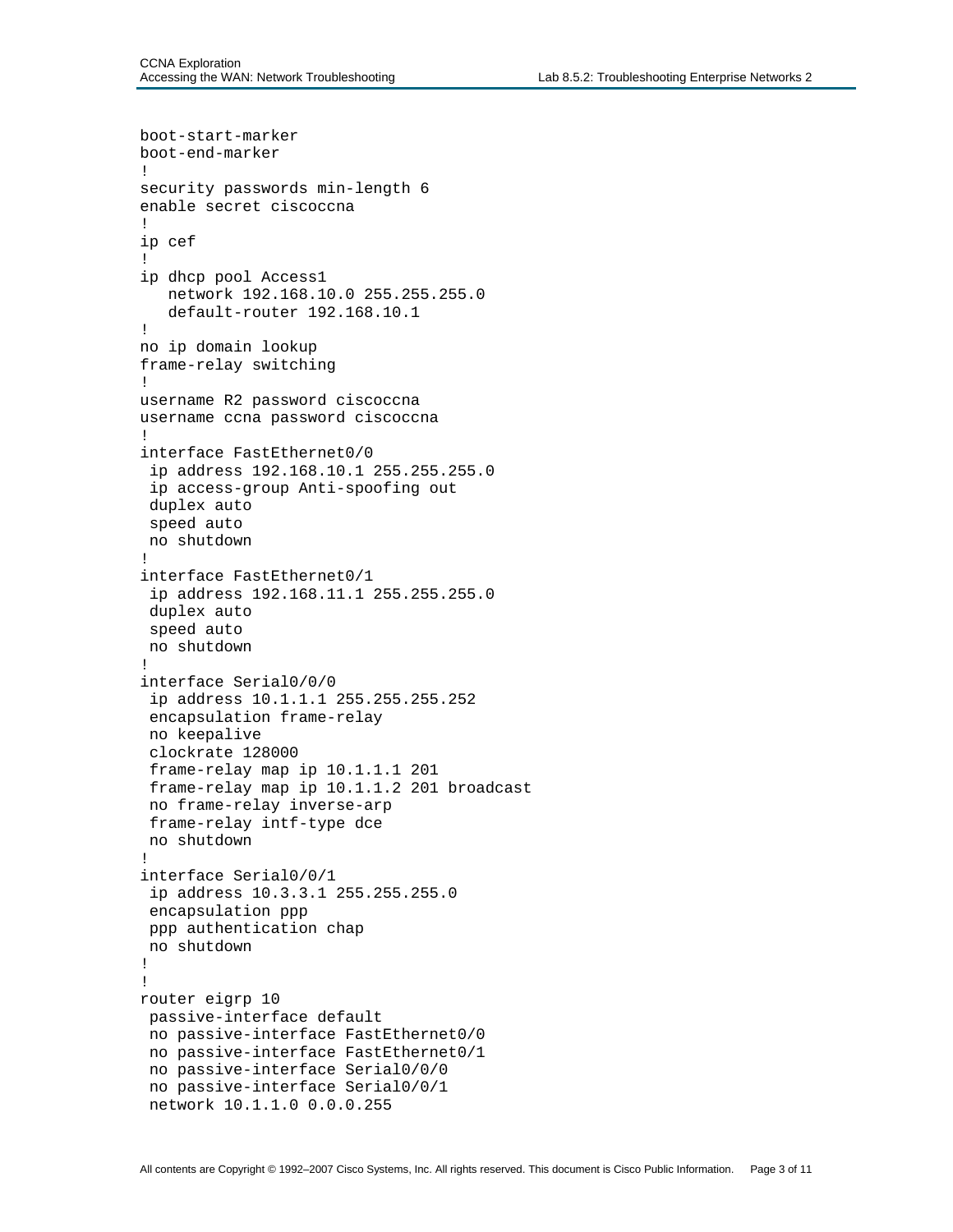```
boot-start-marker
boot-end-marker
!
security passwords min-length 6
enable secret ciscoccna
!
ip cef
!
ip dhcp pool Access1
   network 192.168.10.0 255.255.255.0
   default-router 192.168.10.1
!
no ip domain lookup
frame-relay switching
!
username R2 password ciscoccna
username ccna password ciscoccna
!
interface FastEthernet0/0
 ip address 192.168.10.1 255.255.255.0
 ip access-group Anti-spoofing out
 duplex auto
 speed auto
 no shutdown
!
interface FastEthernet0/1
 ip address 192.168.11.1 255.255.255.0
 duplex auto
 speed auto
 no shutdown
!
interface Serial0/0/0
 ip address 10.1.1.1 255.255.255.252
 encapsulation frame-relay
 no keepalive
 clockrate 128000
 frame-relay map ip 10.1.1.1 201
 frame-relay map ip 10.1.1.2 201 broadcast
 no frame-relay inverse-arp
 frame-relay intf-type dce
 no shutdown
!
interface Serial0/0/1
 ip address 10.3.3.1 255.255.255.0
 encapsulation ppp
 ppp authentication chap
 no shutdown
!
!
router eigrp 10
 passive-interface default
 no passive-interface FastEthernet0/0
 no passive-interface FastEthernet0/1
 no passive-interface Serial0/0/0
 no passive-interface Serial0/0/1
 network 10.1.1.0 0.0.0.255
```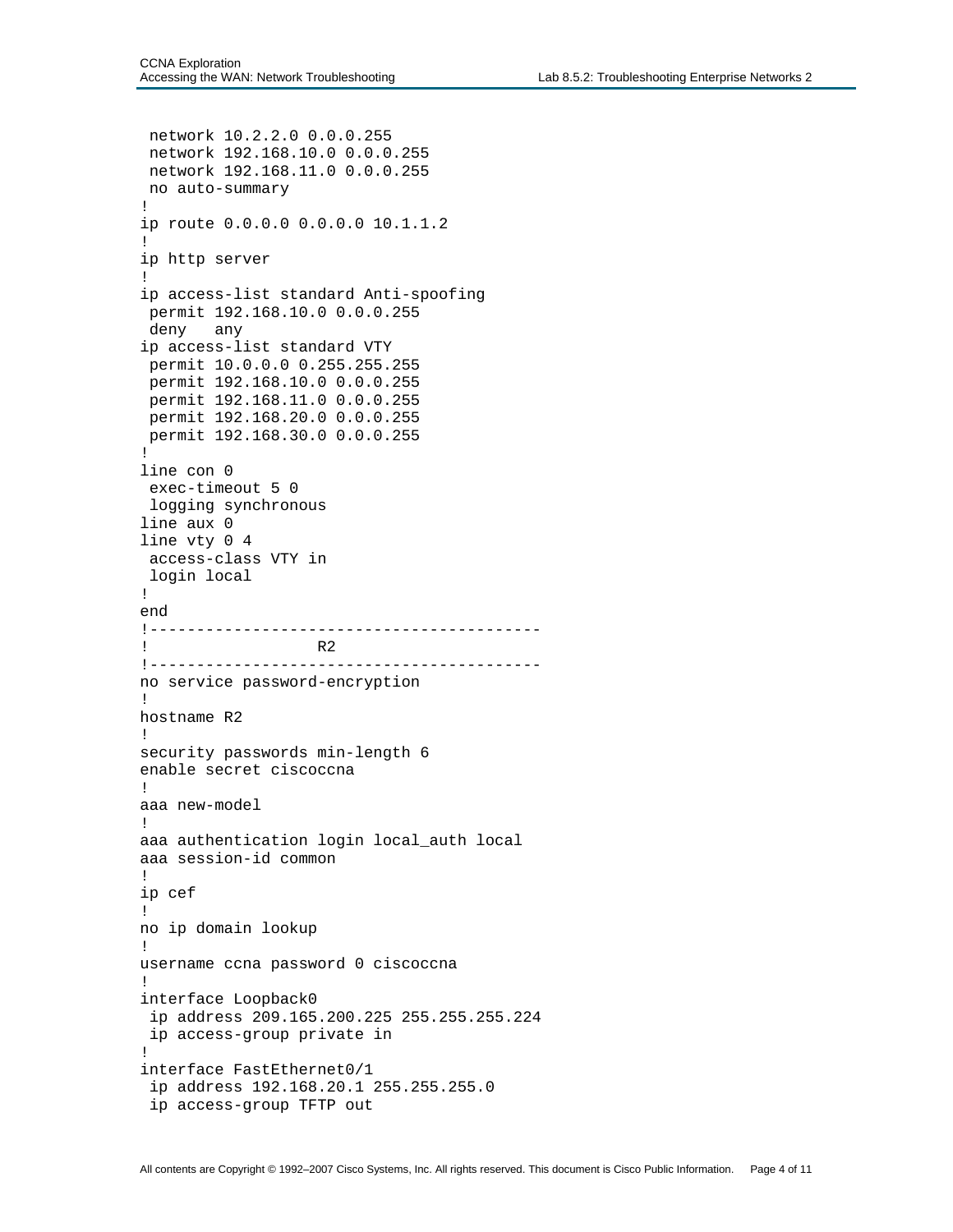```
 network 10.2.2.0 0.0.0.255
 network 192.168.10.0 0.0.0.255
 network 192.168.11.0 0.0.0.255
 no auto-summary
!
ip route 0.0.0.0 0.0.0.0 10.1.1.2
!
ip http server
!
ip access-list standard Anti-spoofing
 permit 192.168.10.0 0.0.0.255
 deny   any
ip access-list standard VTY
 permit 10.0.0.0 0.255.255.255
 permit 192.168.10.0 0.0.0.255
 permit 192.168.11.0 0.0.0.255
 permit 192.168.20.0 0.0.0.255
 permit 192.168.30.0 0.0.0.255
!
line con 0
 exec-timeout 5 0
 logging synchronous
line aux 0
line vty 0 4
 access-class VTY in
 login local
!
end
!-----------------------------------------
!                  R2
!-----------------------------------------
no service password-encryption
!
hostname R2
!
security passwords min-length 6
enable secret ciscoccna
!
aaa new-model
!
aaa authentication login local_auth local
aaa session-id common
!
ip cef
!
no ip domain lookup
!
username ccna password 0 ciscoccna
!
interface Loopback0
 ip address 209.165.200.225 255.255.255.224
 ip access-group private in
!
interface FastEthernet0/1
 ip address 192.168.20.1 255.255.255.0
 ip access-group TFTP out
```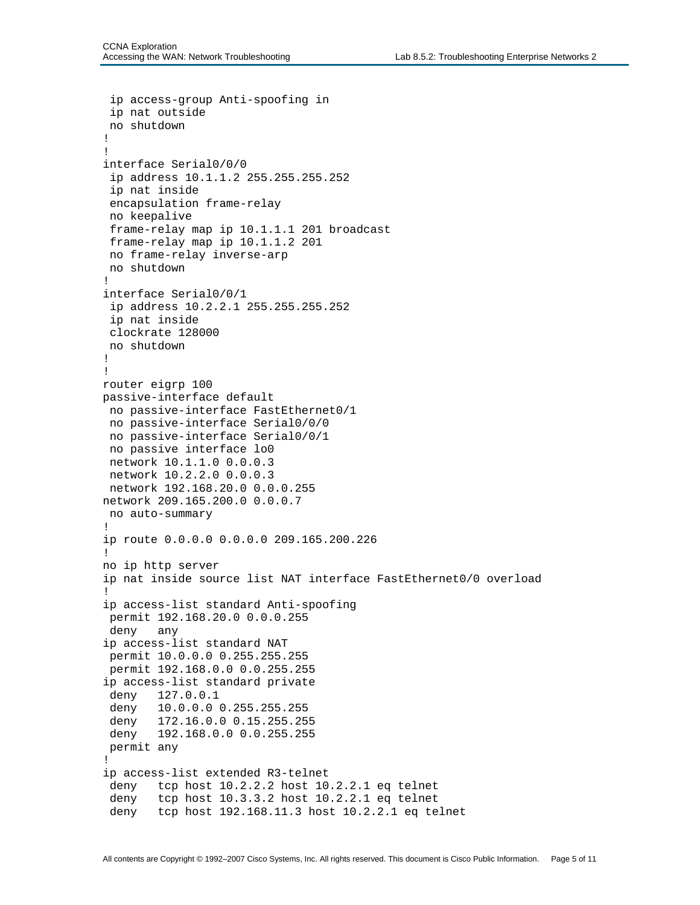```
 ip access-group Anti-spoofing in
 ip nat outside
 no shutdown
!
!
interface Serial0/0/0
 ip address 10.1.1.2 255.255.255.252
 ip nat inside
 encapsulation frame-relay
 no keepalive
 frame-relay map ip 10.1.1.1 201 broadcast
 frame-relay map ip 10.1.1.2 201
 no frame-relay inverse-arp
 no shutdown
!
interface Serial0/0/1
 ip address 10.2.2.1 255.255.255.252
 ip nat inside
 clockrate 128000
 no shutdown
!
!
router eigrp 100
passive-interface default
 no passive-interface FastEthernet0/1
 no passive-interface Serial0/0/0
 no passive-interface Serial0/0/1
 no passive interface lo0
 network 10.1.1.0 0.0.0.3
 network 10.2.2.0 0.0.0.3
 network 192.168.20.0 0.0.0.255
network 209.165.200.0 0.0.0.7
 no auto-summary
!
ip route 0.0.0.0 0.0.0.0 209.165.200.226
!
no ip http server
ip nat inside source list NAT interface FastEthernet0/0 overload
!
ip access-list standard Anti-spoofing
 permit 192.168.20.0 0.0.0.255
 deny   any
ip access-list standard NAT
 permit 10.0.0.0 0.255.255.255
 permit 192.168.0.0 0.0.255.255
ip access-list standard private
 deny   127.0.0.1
 deny   10.0.0.0 0.255.255.255
 deny   172.16.0.0 0.15.255.255
 deny   192.168.0.0 0.0.255.255
 permit any
!
ip access-list extended R3-telnet
 deny   tcp host 10.2.2.2 host 10.2.2.1 eq telnet
 deny   tcp host 10.3.3.2 host 10.2.2.1 eq telnet
 deny   tcp host 192.168.11.3 host 10.2.2.1 eq telnet
```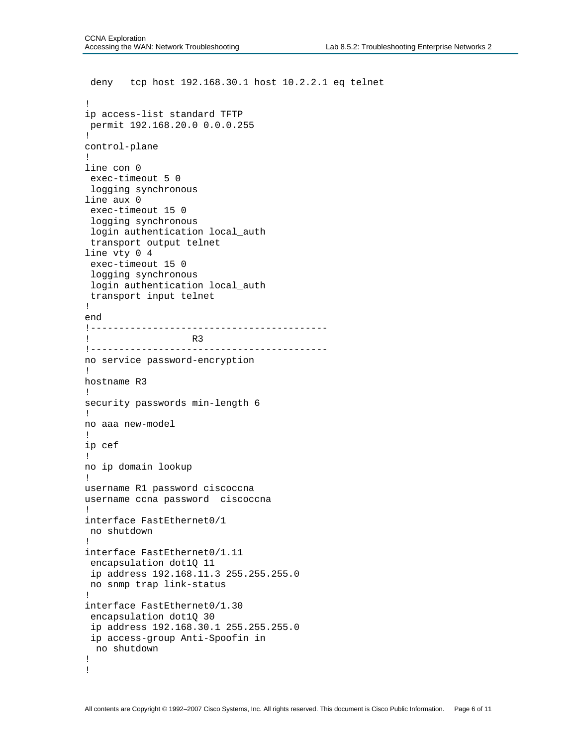```
 deny   tcp host 192.168.30.1 host 10.2.2.1 eq telnet
!
ip access-list standard TFTP
 permit 192.168.20.0 0.0.0.255
!
control-plane
!
line con 0
 exec-timeout 5 0
 logging synchronous
line aux 0
 exec-timeout 15 0
 logging synchronous
 login authentication local_auth
 transport output telnet
line vty 0 4
 exec-timeout 15 0
 logging synchronous
 login authentication local_auth
 transport input telnet
!
end
!-----------------------------------------
!                  R3
!-----------------------------------------
no service password-encryption
!
hostname R3
!
security passwords min-length 6
!
no aaa new-model
!
ip cef
!
no ip domain lookup
!
username R1 password ciscoccna
username ccna password  ciscoccna
!
interface FastEthernet0/1
 no shutdown
!
interface FastEthernet0/1.11
 encapsulation dot1Q 11
 ip address 192.168.11.3 255.255.255.0
 no snmp trap link-status
!
interface FastEthernet0/1.30
 encapsulation dot1Q 30
 ip address 192.168.30.1 255.255.255.0
 ip access-group Anti-Spoofin in
  no shutdown
!
!
```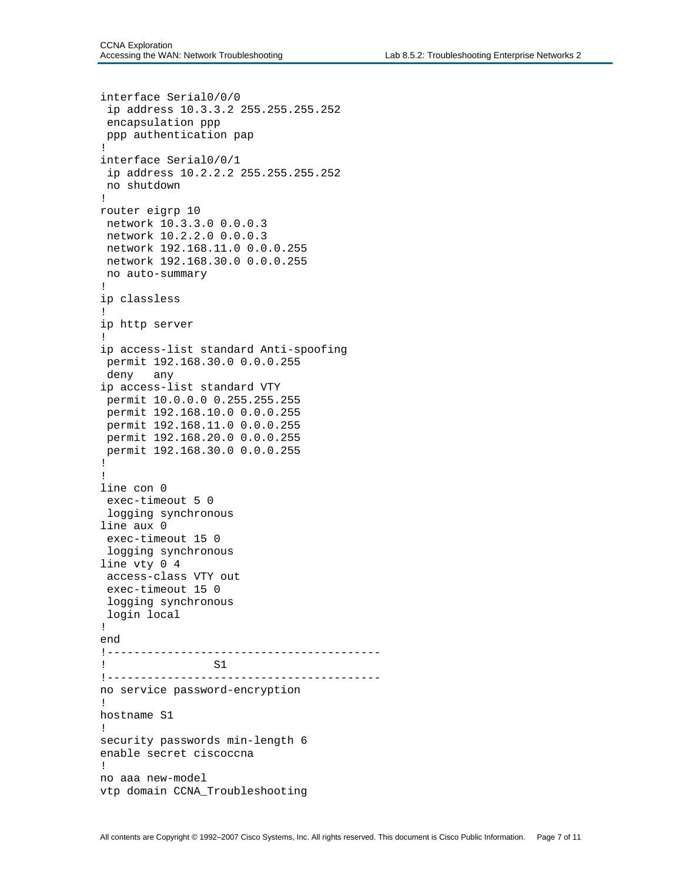```
interface Serial0/0/0
 ip address 10.3.3.2 255.255.255.252
 encapsulation ppp
 ppp authentication pap
!
interface Serial0/0/1
 ip address 10.2.2.2 255.255.255.252
 no shutdown
!
router eigrp 10
 network 10.3.3.0 0.0.0.3
 network 10.2.2.0 0.0.0.3
 network 192.168.11.0 0.0.0.255
 network 192.168.30.0 0.0.0.255
 no auto-summary
!
ip classless
!
ip http server
!
ip access-list standard Anti-spoofing
 permit 192.168.30.0 0.0.0.255
 deny   any
ip access-list standard VTY
 permit 10.0.0.0 0.255.255.255
 permit 192.168.10.0 0.0.0.255
 permit 192.168.11.0 0.0.0.255
 permit 192.168.20.0 0.0.0.255
 permit 192.168.30.0 0.0.0.255
!
!
line con 0
 exec-timeout 5 0
 logging synchronous
line aux 0
 exec-timeout 15 0
 logging synchronous
line vty 0 4
 access-class VTY out
 exec-timeout 15 0
 logging synchronous
 login local
!
end
!----------------------------------------
!                S1
!----------------------------------------
no service password-encryption
!
hostname S1
!
security passwords min-length 6
enable secret ciscoccna
!
no aaa new-model
vtp domain CCNA_Troubleshooting
```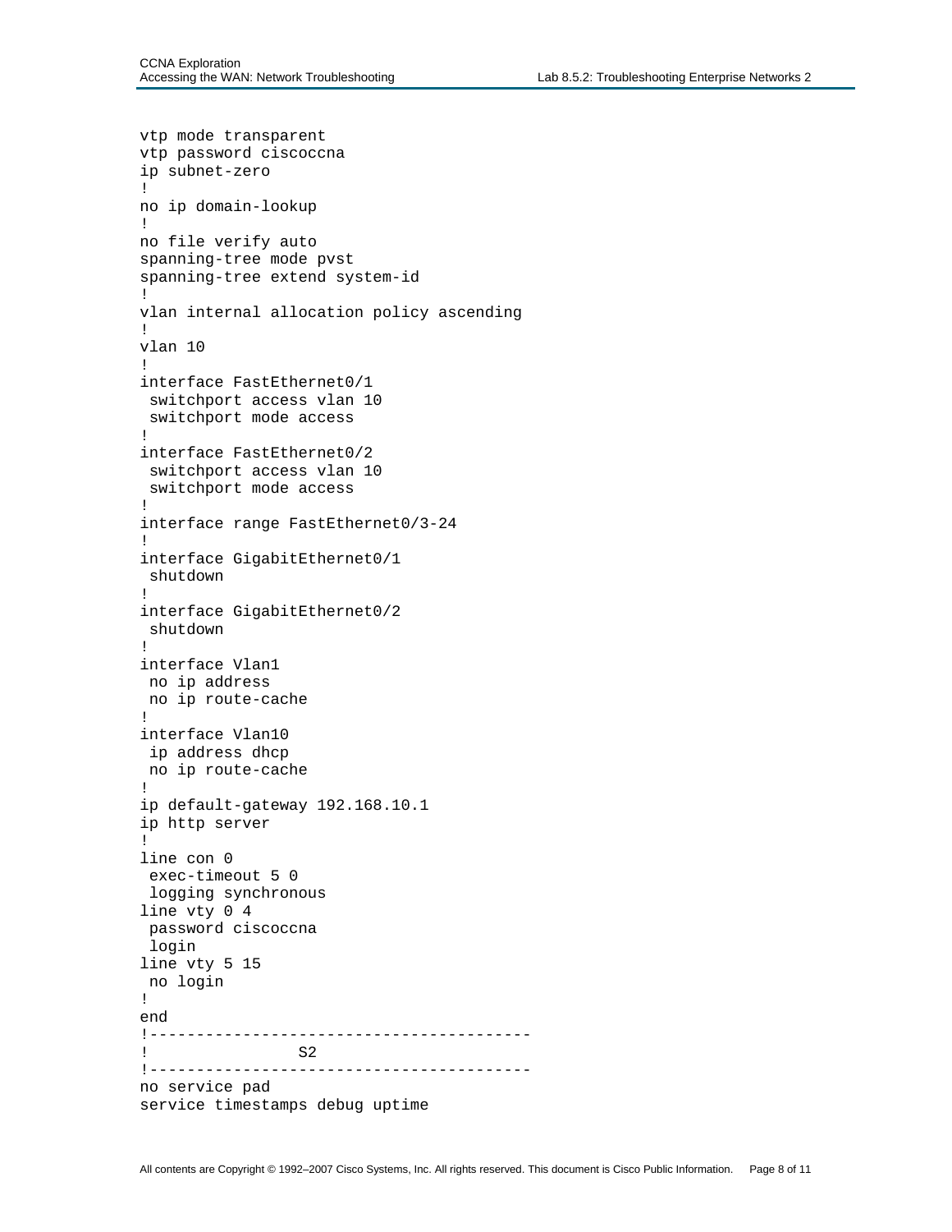```
vtp mode transparent
vtp password ciscoccna
ip subnet-zero
!
no ip domain-lookup
!
no file verify auto
spanning-tree mode pvst
spanning-tree extend system-id
!
vlan internal allocation policy ascending
!
vlan 10
!
interface FastEthernet0/1
 switchport access vlan 10
 switchport mode access
!
interface FastEthernet0/2
 switchport access vlan 10
 switchport mode access
!
interface range FastEthernet0/3-24
!
interface GigabitEthernet0/1
 shutdown
!
interface GigabitEthernet0/2
 shutdown
!
interface Vlan1
 no ip address
 no ip route-cache
!
interface Vlan10
 ip address dhcp
 no ip route-cache
!
ip default-gateway 192.168.10.1
ip http server
!
line con 0
 exec-timeout 5 0
 logging synchronous
line vty 0 4
 password ciscoccna
 login
line vty 5 15
 no login
!
end
!-----------------------------------------
!                S2
!-----------------------------------------
no service pad
service timestamps debug uptime
```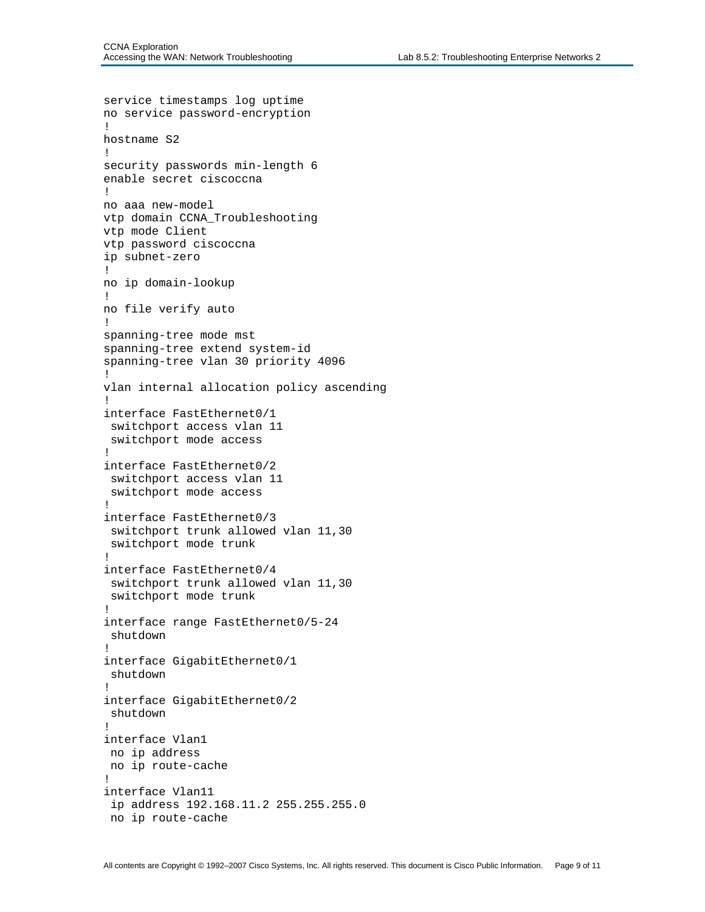```
service timestamps log uptime
no service password-encryption
!
hostname S2
!
security passwords min-length 6
enable secret ciscoccna
!
no aaa new-model
vtp domain CCNA_Troubleshooting
vtp mode Client
vtp password ciscoccna
ip subnet-zero
!
no ip domain-lookup
!
no file verify auto
!
spanning-tree mode mst
spanning-tree extend system-id
spanning-tree vlan 30 priority 4096
!
vlan internal allocation policy ascending
!
interface FastEthernet0/1
 switchport access vlan 11
 switchport mode access
!
interface FastEthernet0/2
 switchport access vlan 11
 switchport mode access
!
interface FastEthernet0/3
 switchport trunk allowed vlan 11,30
 switchport mode trunk
!
interface FastEthernet0/4
 switchport trunk allowed vlan 11,30
 switchport mode trunk
!
interface range FastEthernet0/5-24
 shutdown
!
interface GigabitEthernet0/1
 shutdown
!
interface GigabitEthernet0/2
 shutdown
!
interface Vlan1
 no ip address
 no ip route-cache
!
interface Vlan11
 ip address 192.168.11.2 255.255.255.0
 no ip route-cache
```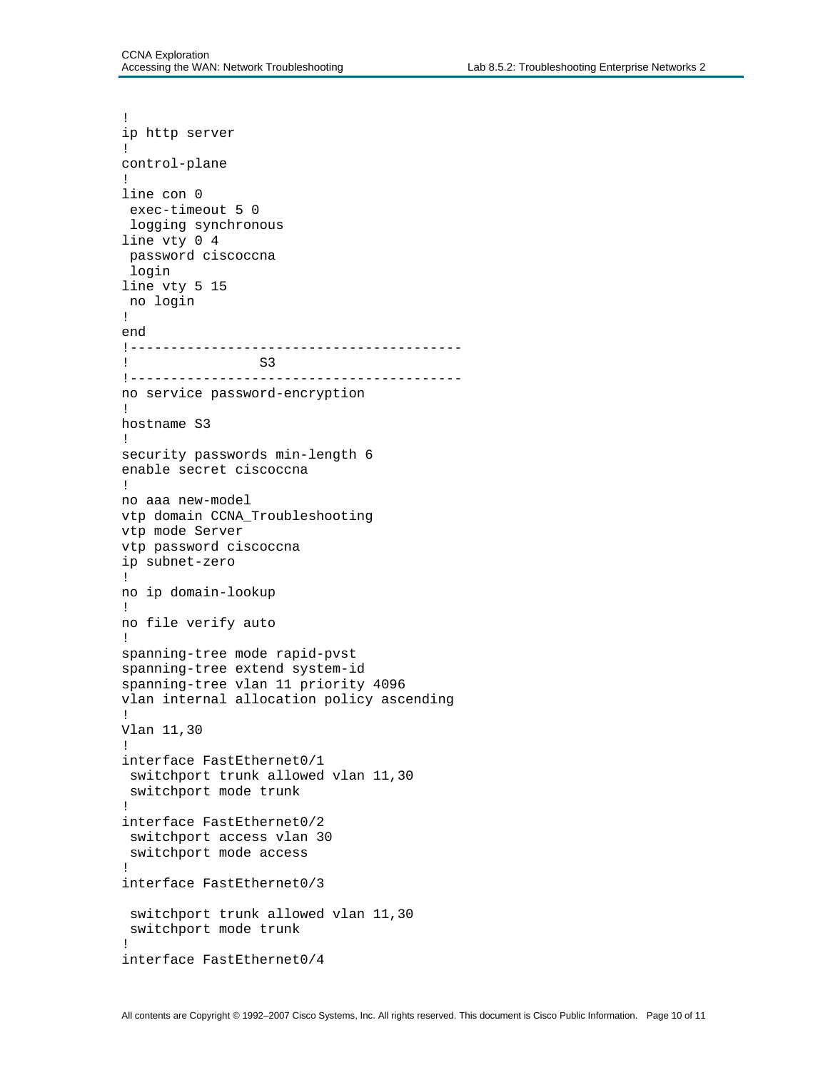```
!
ip http server
!
control-plane
!
line con 0
 exec-timeout 5 0
 logging synchronous
line vty 0 4
 password ciscoccna
 login
line vty 5 15
 no login
!
end
!----------------------------------------
!               S3
!----------------------------------------
no service password-encryption
!
hostname S3
!
security passwords min-length 6
enable secret ciscoccna
!
no aaa new-model
vtp domain CCNA_Troubleshooting
vtp mode Server
vtp password ciscoccna
ip subnet-zero
!
no ip domain-lookup
!
no file verify auto
!
spanning-tree mode rapid-pvst
spanning-tree extend system-id
spanning-tree vlan 11 priority 4096
vlan internal allocation policy ascending
!
Vlan 11,30
!
interface FastEthernet0/1
 switchport trunk allowed vlan 11,30
 switchport mode trunk
!
interface FastEthernet0/2
 switchport access vlan 30
 switchport mode access
!
interface FastEthernet0/3

 switchport trunk allowed vlan 11,30
 switchport mode trunk
!
interface FastEthernet0/4
```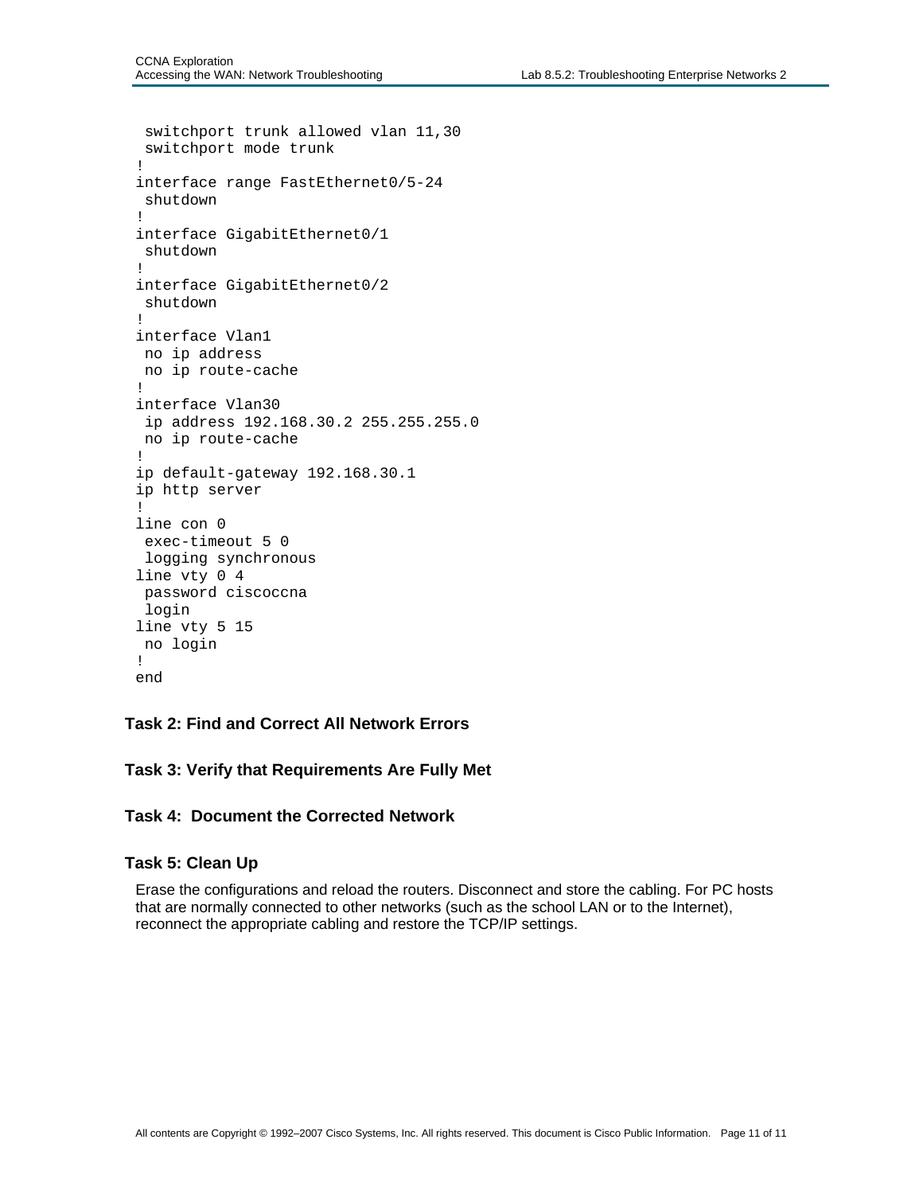```
 switchport trunk allowed vlan 11,30
 switchport mode trunk
!
interface range FastEthernet0/5-24
 shutdown
!
interface GigabitEthernet0/1
 shutdown
!
interface GigabitEthernet0/2
 shutdown
!
interface Vlan1
 no ip address
 no ip route-cache
!
interface Vlan30
 ip address 192.168.30.2 255.255.255.0
 no ip route-cache
!
ip default-gateway 192.168.30.1
ip http server
!
line con 0
 exec-timeout 5 0
 logging synchronous
line vty 0 4
 password ciscoccna
 login
line vty 5 15
 no login
!
end
```

## Task 2: Find and Correct All Network Errors

## Task 3: Verify that Requirements Are Fully Met

## Task 4: Document the Corrected Network

## Task 5: Clean Up

Erase the configurations and reload the routers. Disconnect and store the cabling. For PC hosts that are normally connected to other networks (such as the school LAN or to the Internet), reconnect the appropriate cabling and restore the TCP/IP settings.